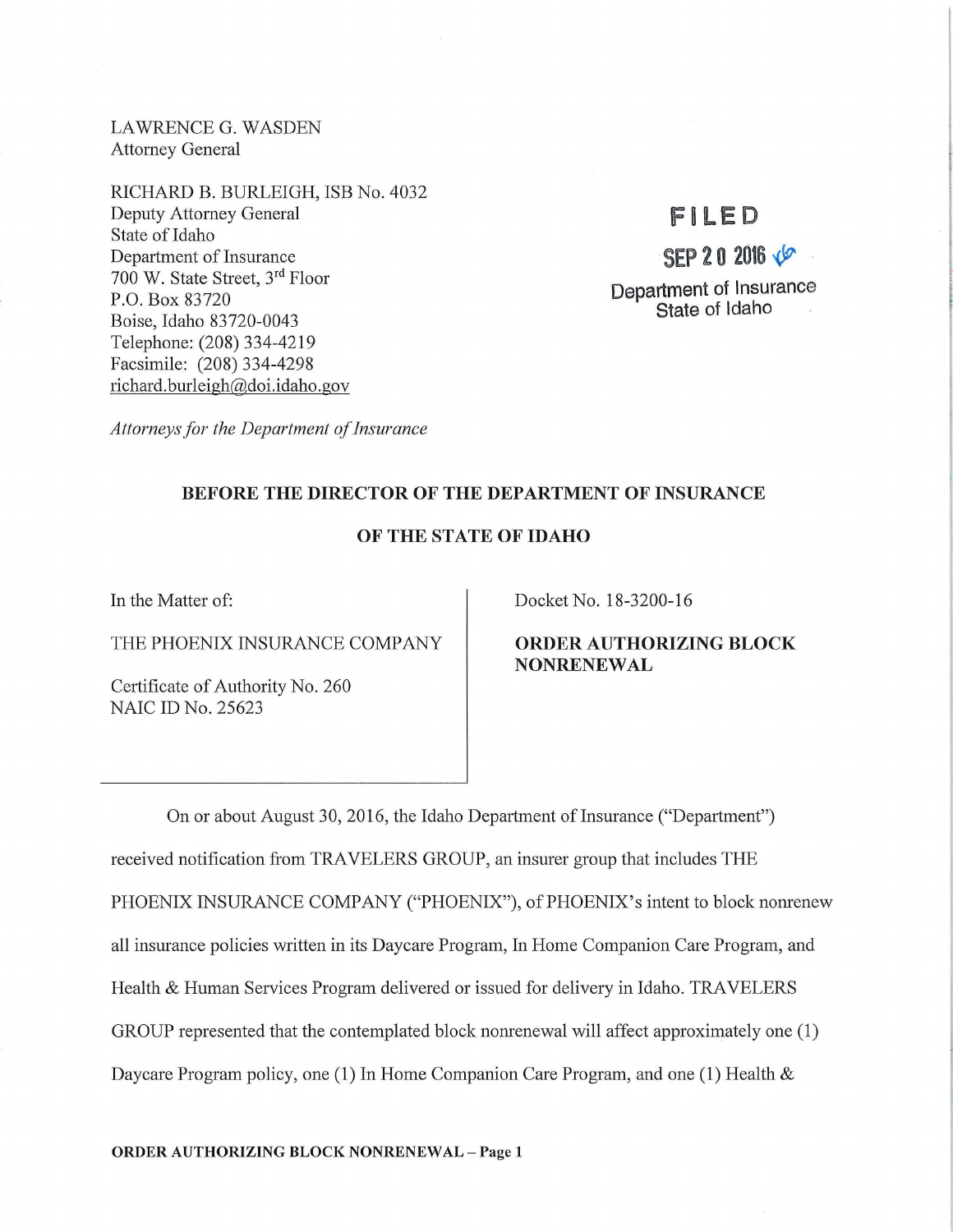LAWRENCE G. WASDEN
Attorney General

RICHARD B. BURLEIGH, ISB No. 4032
Deputy Attorney General
State of Idaho
Department of Insurance
700 W. State Street, 3rd Floor
P.O. Box 83720
Boise, Idaho 83720-0043
Telephone: (208) 334-4219
Facsimile: (208) 334-4298
richard.burleigh@doi.idaho.gov

*Attorneys for the Department of Insurance*

FILED
SEP 20 2016
Department of Insurance
State of Idaho

**BEFORE THE DIRECTOR OF THE DEPARTMENT OF INSURANCE**

**OF THE STATE OF IDAHO**

| In the Matter of: | Docket No. 18-3200-16 |
|---|---|
| THE PHOENIX INSURANCE COMPANY | **ORDER AUTHORIZING BLOCK NONRENEWAL** |
| Certificate of Authority No. 260<br>NAIC ID No. 25623 | |

On or about August 30, 2016, the Idaho Department of Insurance ("Department") received notification from TRAVELERS GROUP, an insurer group that includes THE PHOENIX INSURANCE COMPANY ("PHOENIX"), of PHOENIX's intent to block nonrenew all insurance policies written in its Daycare Program, In Home Companion Care Program, and Health & Human Services Program delivered or issued for delivery in Idaho. TRAVELERS GROUP represented that the contemplated block nonrenewal will affect approximately one (1) Daycare Program policy, one (1) In Home Companion Care Program, and one (1) Health &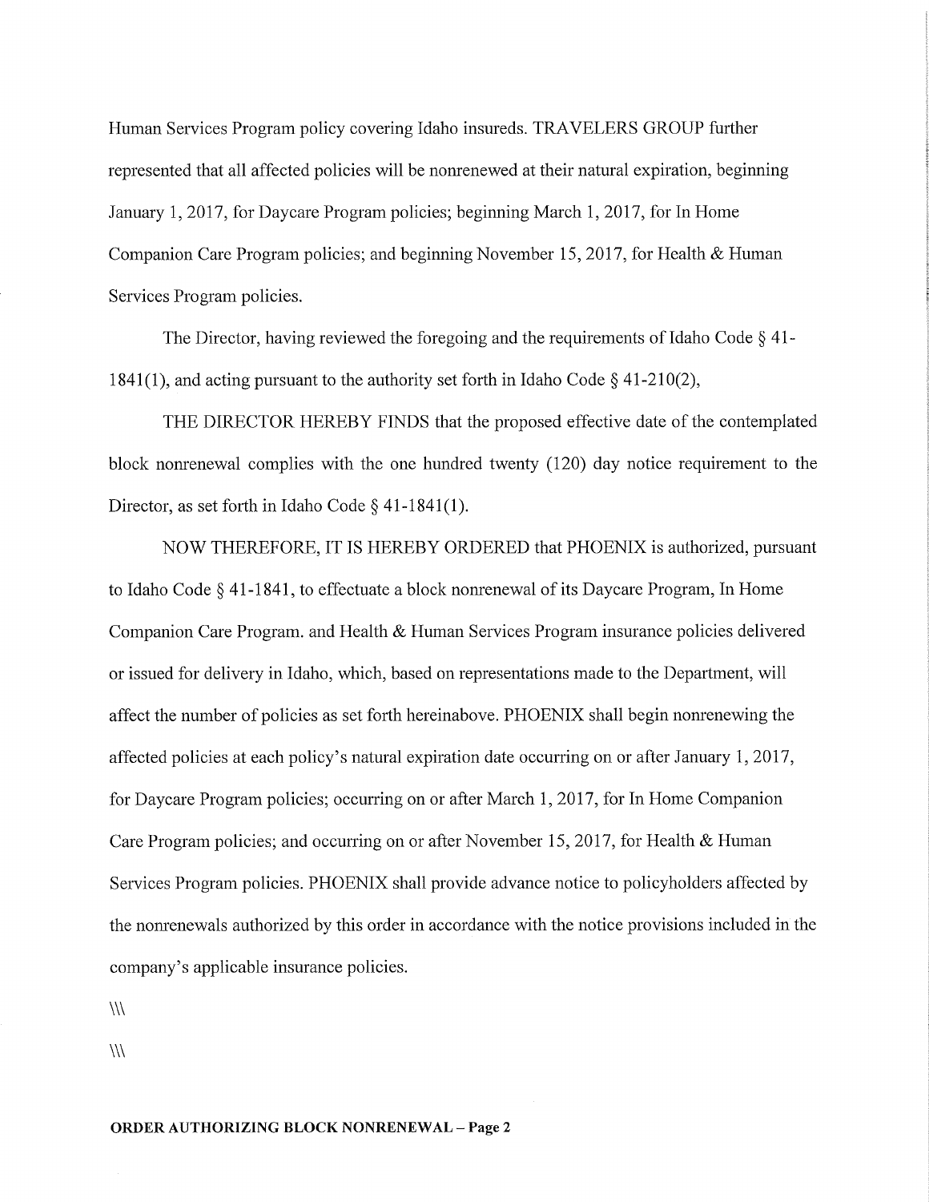Human Services Program policy covering Idaho insureds. TRAVELERS GROUP further represented that all affected policies will be nonrenewed at their natural expiration, beginning January 1, 2017, for Daycare Program policies; beginning March 1, 2017, for In Home Companion Care Program policies; and beginning November 15, 2017, for Health & Human Services Program policies.

The Director, having reviewed the foregoing and the requirements of Idaho Code § 41-1841(1), and acting pursuant to the authority set forth in Idaho Code § 41-210(2),

THE DIRECTOR HEREBY FINDS that the proposed effective date of the contemplated block nonrenewal complies with the one hundred twenty (120) day notice requirement to the Director, as set forth in Idaho Code § 41-1841(1).

NOW THEREFORE, IT IS HEREBY ORDERED that PHOENIX is authorized, pursuant to Idaho Code § 41-1841, to effectuate a block nonrenewal of its Daycare Program, In Home Companion Care Program. and Health & Human Services Program insurance policies delivered or issued for delivery in Idaho, which, based on representations made to the Department, will affect the number of policies as set forth hereinabove. PHOENIX shall begin nonrenewing the affected policies at each policy's natural expiration date occurring on or after January 1, 2017, for Daycare Program policies; occurring on or after March 1, 2017, for In Home Companion Care Program policies; and occurring on or after November 15, 2017, for Health & Human Services Program policies. PHOENIX shall provide advance notice to policyholders affected by the nonrenewals authorized by this order in accordance with the notice provisions included in the company's applicable insurance policies.

\\\

\\\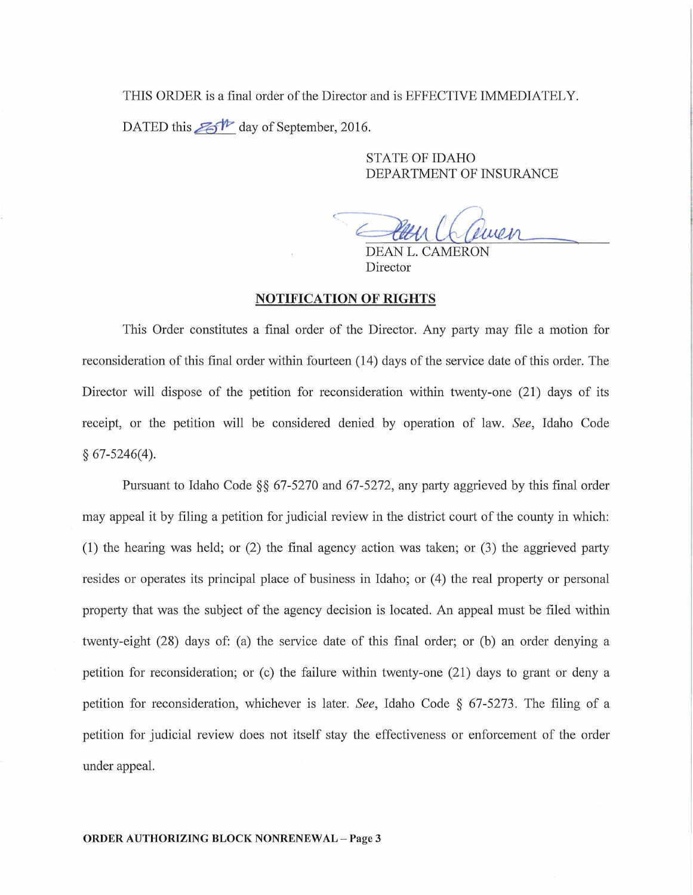THIS ORDER is a final order of the Director and is EFFECTIVE IMMEDIATELY.

DATED this 25th day of September, 2016.

STATE OF IDAHO
DEPARTMENT OF INSURANCE

DEAN L. CAMERON
Director

## NOTIFICATION OF RIGHTS

This Order constitutes a final order of the Director. Any party may file a motion for reconsideration of this final order within fourteen (14) days of the service date of this order. The Director will dispose of the petition for reconsideration within twenty-one (21) days of its receipt, or the petition will be considered denied by operation of law. *See*, Idaho Code § 67-5246(4).

Pursuant to Idaho Code §§ 67-5270 and 67-5272, any party aggrieved by this final order may appeal it by filing a petition for judicial review in the district court of the county in which: (1) the hearing was held; or (2) the final agency action was taken; or (3) the aggrieved party resides or operates its principal place of business in Idaho; or (4) the real property or personal property that was the subject of the agency decision is located. An appeal must be filed within twenty-eight (28) days of: (a) the service date of this final order; or (b) an order denying a petition for reconsideration; or (c) the failure within twenty-one (21) days to grant or deny a petition for reconsideration, whichever is later. *See*, Idaho Code § 67-5273. The filing of a petition for judicial review does not itself stay the effectiveness or enforcement of the order under appeal.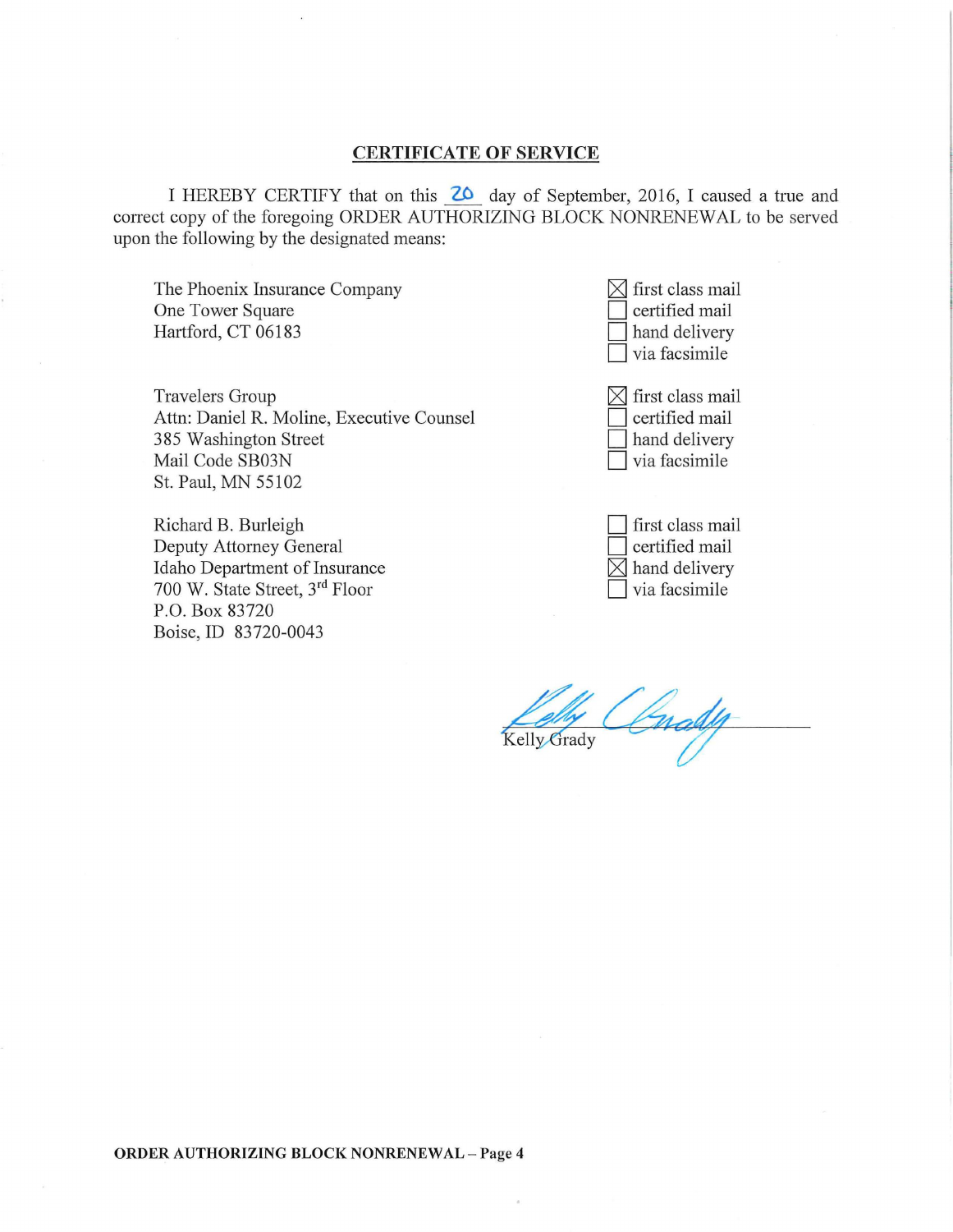## CERTIFICATE OF SERVICE

I HEREBY CERTIFY that on this 20 day of September, 2016, I caused a true and correct copy of the foregoing ORDER AUTHORIZING BLOCK NONRENEWAL to be served upon the following by the designated means:

| | |
|---|---|
| The Phoenix Insurance Company<br>One Tower Square<br>Hartford, CT 06183 | ☒ first class mail<br>☐ certified mail<br>☐ hand delivery<br>☐ via facsimile |
| Travelers Group<br>Attn: Daniel R. Moline, Executive Counsel<br>385 Washington Street<br>Mail Code SB03N<br>St. Paul, MN 55102 | ☒ first class mail<br>☐ certified mail<br>☐ hand delivery<br>☐ via facsimile |
| Richard B. Burleigh<br>Deputy Attorney General<br>Idaho Department of Insurance<br>700 W. State Street, 3rd Floor<br>P.O. Box 83720<br>Boise, ID 83720-0043 | ☐ first class mail<br>☐ certified mail<br>☒ hand delivery<br>☐ via facsimile |

Kelly Grady

**ORDER AUTHORIZING BLOCK NONRENEWAL – Page 4**